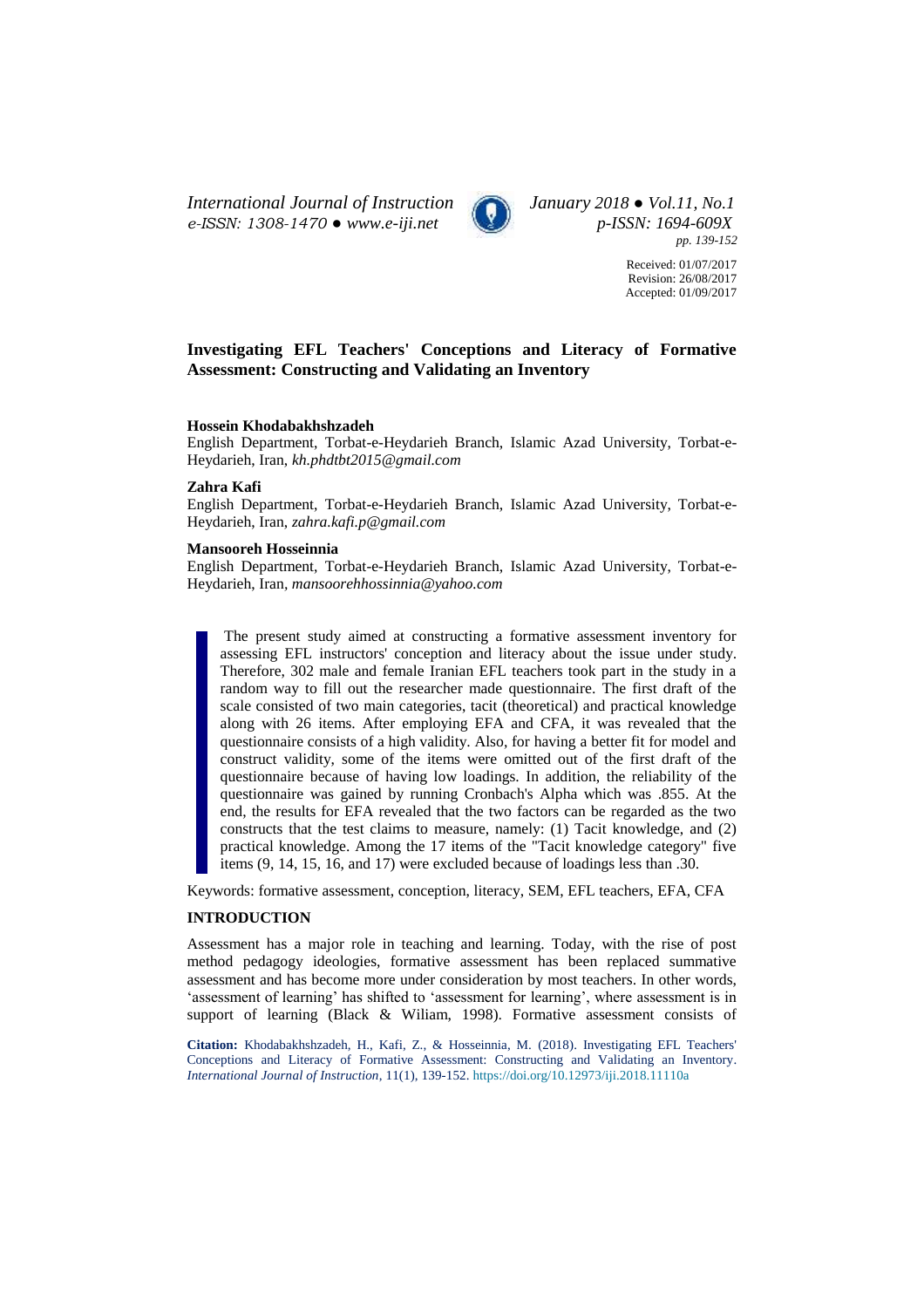# Investigating EFL Teachers' Conceptions and Literacy of Formative Assessment: Constructing and Validating an Inventory

**Hossein Khodabakhshzadeh**
English Department, Torbat-e-Heydarieh Branch, Islamic Azad University, Torbat-e-Heydarieh, Iran, *kh.phdtbt2015@gmail.com*

**Zahra Kafi**
English Department, Torbat-e-Heydarieh Branch, Islamic Azad University, Torbat-e-Heydarieh, Iran, *zahra.kafi.p@gmail.com*

**Mansooreh Hosseinnia**
English Department, Torbat-e-Heydarieh Branch, Islamic Azad University, Torbat-e-Heydarieh, Iran, *mansoorehhossinnia@yahoo.com*

> The present study aimed at constructing a formative assessment inventory for assessing EFL instructors' conception and literacy about the issue under study. Therefore, 302 male and female Iranian EFL teachers took part in the study in a random way to fill out the researcher made questionnaire. The first draft of the scale consisted of two main categories, tacit (theoretical) and practical knowledge along with 26 items. After employing EFA and CFA, it was revealed that the questionnaire consists of a high validity. Also, for having a better fit for model and construct validity, some of the items were omitted out of the first draft of the questionnaire because of having low loadings. In addition, the reliability of the questionnaire was gained by running Cronbach's Alpha which was .855. At the end, the results for EFA revealed that the two factors can be regarded as the two constructs that the test claims to measure, namely: (1) Tacit knowledge, and (2) practical knowledge. Among the 17 items of the "Tacit knowledge category" five items (9, 14, 15, 16, and 17) were excluded because of loadings less than .30.

Keywords: formative assessment, conception, literacy, SEM, EFL teachers, EFA, CFA

## INTRODUCTION

Assessment has a major role in teaching and learning. Today, with the rise of post method pedagogy ideologies, formative assessment has been replaced summative assessment and has become more under consideration by most teachers. In other words, 'assessment of learning' has shifted to 'assessment for learning', where assessment is in support of learning (Black & Wiliam, 1998). Formative assessment consists of

**Citation:** Khodabakhshzadeh, H., Kafi, Z., & Hosseinnia, M. (2018). Investigating EFL Teachers' Conceptions and Literacy of Formative Assessment: Constructing and Validating an Inventory. *International Journal of Instruction*, 11(1), 139-152. https://doi.org/10.12973/iji.2018.11110a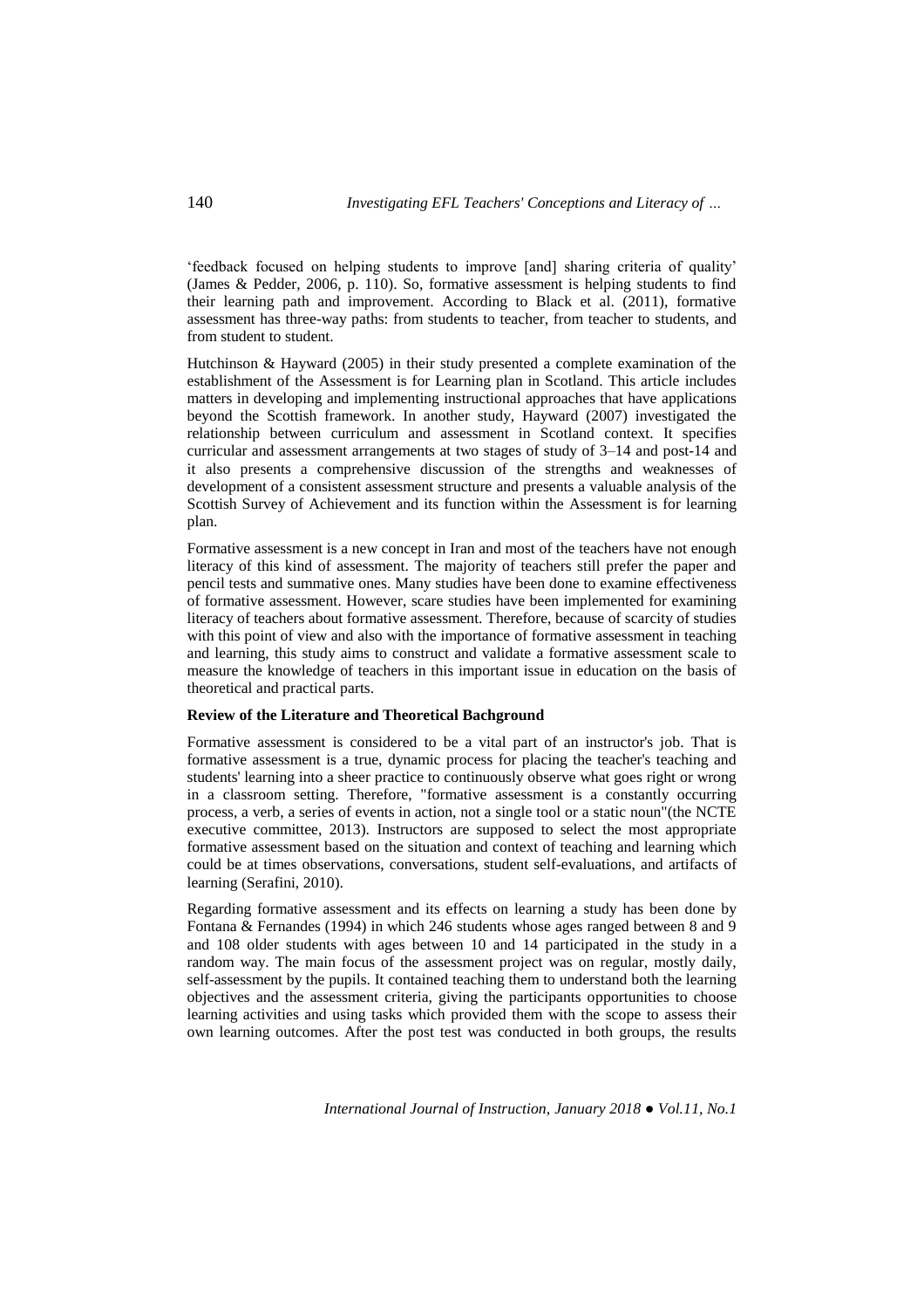'feedback focused on helping students to improve [and] sharing criteria of quality' (James & Pedder, 2006, p. 110). So, formative assessment is helping students to find their learning path and improvement. According to Black et al. (2011), formative assessment has three-way paths: from students to teacher, from teacher to students, and from student to student.

Hutchinson & Hayward (2005) in their study presented a complete examination of the establishment of the Assessment is for Learning plan in Scotland. This article includes matters in developing and implementing instructional approaches that have applications beyond the Scottish framework. In another study, Hayward (2007) investigated the relationship between curriculum and assessment in Scotland context. It specifies curricular and assessment arrangements at two stages of study of 3–14 and post-14 and it also presents a comprehensive discussion of the strengths and weaknesses of development of a consistent assessment structure and presents a valuable analysis of the Scottish Survey of Achievement and its function within the Assessment is for learning plan.

Formative assessment is a new concept in Iran and most of the teachers have not enough literacy of this kind of assessment. The majority of teachers still prefer the paper and pencil tests and summative ones. Many studies have been done to examine effectiveness of formative assessment. However, scare studies have been implemented for examining literacy of teachers about formative assessment. Therefore, because of scarcity of studies with this point of view and also with the importance of formative assessment in teaching and learning, this study aims to construct and validate a formative assessment scale to measure the knowledge of teachers in this important issue in education on the basis of theoretical and practical parts.

## Review of the Literature and Theoretical Bachground

Formative assessment is considered to be a vital part of an instructor's job. That is formative assessment is a true, dynamic process for placing the teacher's teaching and students' learning into a sheer practice to continuously observe what goes right or wrong in a classroom setting. Therefore, "formative assessment is a constantly occurring process, a verb, a series of events in action, not a single tool or a static noun"(the NCTE executive committee, 2013). Instructors are supposed to select the most appropriate formative assessment based on the situation and context of teaching and learning which could be at times observations, conversations, student self-evaluations, and artifacts of learning (Serafini, 2010).

Regarding formative assessment and its effects on learning a study has been done by Fontana & Fernandes (1994) in which 246 students whose ages ranged between 8 and 9 and 108 older students with ages between 10 and 14 participated in the study in a random way. The main focus of the assessment project was on regular, mostly daily, self-assessment by the pupils. It contained teaching them to understand both the learning objectives and the assessment criteria, giving the participants opportunities to choose learning activities and using tasks which provided them with the scope to assess their own learning outcomes. After the post test was conducted in both groups, the results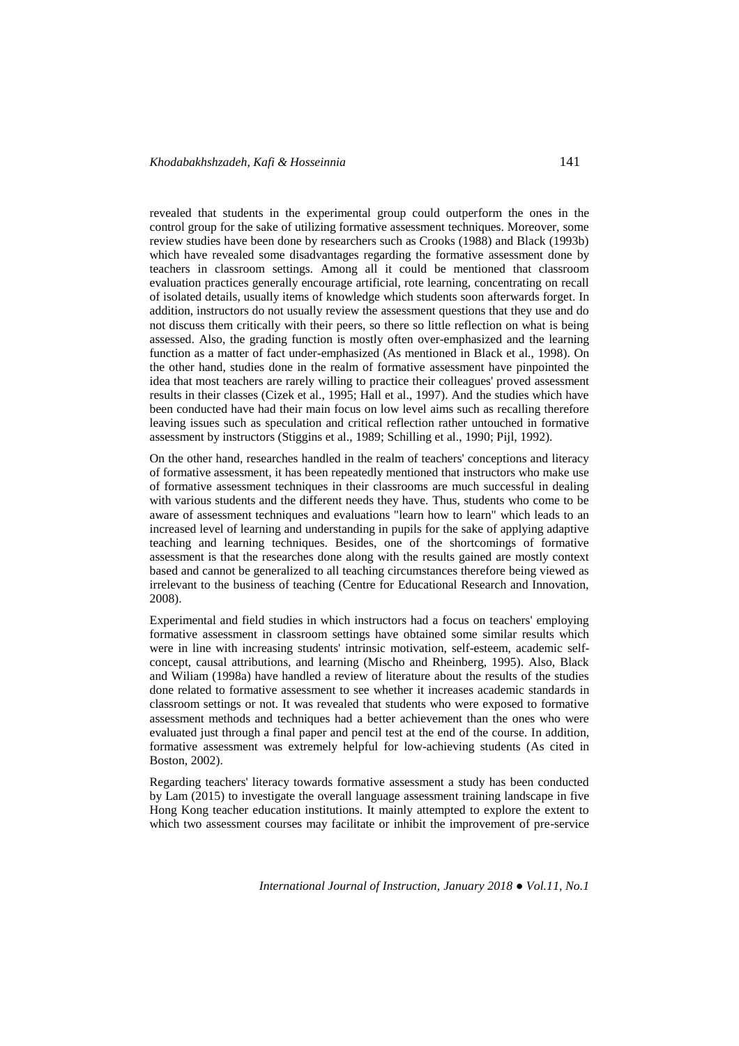revealed that students in the experimental group could outperform the ones in the control group for the sake of utilizing formative assessment techniques. Moreover, some review studies have been done by researchers such as Crooks (1988) and Black (1993b) which have revealed some disadvantages regarding the formative assessment done by teachers in classroom settings. Among all it could be mentioned that classroom evaluation practices generally encourage artificial, rote learning, concentrating on recall of isolated details, usually items of knowledge which students soon afterwards forget. In addition, instructors do not usually review the assessment questions that they use and do not discuss them critically with their peers, so there so little reflection on what is being assessed. Also, the grading function is mostly often over-emphasized and the learning function as a matter of fact under-emphasized (As mentioned in Black et al., 1998). On the other hand, studies done in the realm of formative assessment have pinpointed the idea that most teachers are rarely willing to practice their colleagues' proved assessment results in their classes (Cizek et al., 1995; Hall et al., 1997). And the studies which have been conducted have had their main focus on low level aims such as recalling therefore leaving issues such as speculation and critical reflection rather untouched in formative assessment by instructors (Stiggins et al., 1989; Schilling et al., 1990; Pijl, 1992).

On the other hand, researches handled in the realm of teachers' conceptions and literacy of formative assessment, it has been repeatedly mentioned that instructors who make use of formative assessment techniques in their classrooms are much successful in dealing with various students and the different needs they have. Thus, students who come to be aware of assessment techniques and evaluations "learn how to learn" which leads to an increased level of learning and understanding in pupils for the sake of applying adaptive teaching and learning techniques. Besides, one of the shortcomings of formative assessment is that the researches done along with the results gained are mostly context based and cannot be generalized to all teaching circumstances therefore being viewed as irrelevant to the business of teaching (Centre for Educational Research and Innovation, 2008).

Experimental and field studies in which instructors had a focus on teachers' employing formative assessment in classroom settings have obtained some similar results which were in line with increasing students' intrinsic motivation, self-esteem, academic self-concept, causal attributions, and learning (Mischo and Rheinberg, 1995). Also, Black and Wiliam (1998a) have handled a review of literature about the results of the studies done related to formative assessment to see whether it increases academic standards in classroom settings or not. It was revealed that students who were exposed to formative assessment methods and techniques had a better achievement than the ones who were evaluated just through a final paper and pencil test at the end of the course. In addition, formative assessment was extremely helpful for low-achieving students (As cited in Boston, 2002).

Regarding teachers' literacy towards formative assessment a study has been conducted by Lam (2015) to investigate the overall language assessment training landscape in five Hong Kong teacher education institutions. It mainly attempted to explore the extent to which two assessment courses may facilitate or inhibit the improvement of pre-service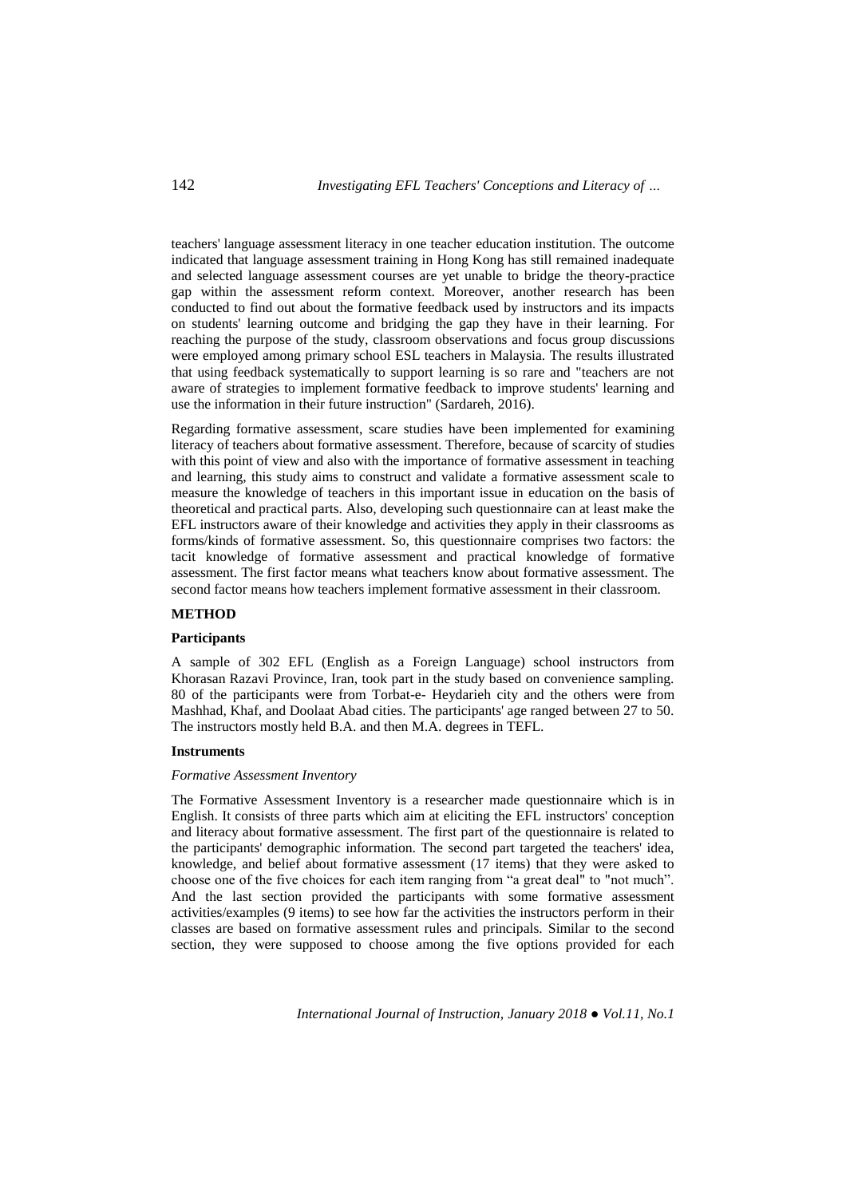teachers' language assessment literacy in one teacher education institution. The outcome indicated that language assessment training in Hong Kong has still remained inadequate and selected language assessment courses are yet unable to bridge the theory-practice gap within the assessment reform context. Moreover, another research has been conducted to find out about the formative feedback used by instructors and its impacts on students' learning outcome and bridging the gap they have in their learning. For reaching the purpose of the study, classroom observations and focus group discussions were employed among primary school ESL teachers in Malaysia. The results illustrated that using feedback systematically to support learning is so rare and "teachers are not aware of strategies to implement formative feedback to improve students' learning and use the information in their future instruction" (Sardareh, 2016).

Regarding formative assessment, scare studies have been implemented for examining literacy of teachers about formative assessment. Therefore, because of scarcity of studies with this point of view and also with the importance of formative assessment in teaching and learning, this study aims to construct and validate a formative assessment scale to measure the knowledge of teachers in this important issue in education on the basis of theoretical and practical parts. Also, developing such questionnaire can at least make the EFL instructors aware of their knowledge and activities they apply in their classrooms as forms/kinds of formative assessment. So, this questionnaire comprises two factors: the tacit knowledge of formative assessment and practical knowledge of formative assessment. The first factor means what teachers know about formative assessment. The second factor means how teachers implement formative assessment in their classroom.

## METHOD

### Participants

A sample of 302 EFL (English as a Foreign Language) school instructors from Khorasan Razavi Province, Iran, took part in the study based on convenience sampling. 80 of the participants were from Torbat-e- Heydarieh city and the others were from Mashhad, Khaf, and Doolaat Abad cities. The participants' age ranged between 27 to 50. The instructors mostly held B.A. and then M.A. degrees in TEFL.

### Instruments

#### *Formative Assessment Inventory*

The Formative Assessment Inventory is a researcher made questionnaire which is in English. It consists of three parts which aim at eliciting the EFL instructors' conception and literacy about formative assessment. The first part of the questionnaire is related to the participants' demographic information. The second part targeted the teachers' idea, knowledge, and belief about formative assessment (17 items) that they were asked to choose one of the five choices for each item ranging from "a great deal" to "not much". And the last section provided the participants with some formative assessment activities/examples (9 items) to see how far the activities the instructors perform in their classes are based on formative assessment rules and principals. Similar to the second section, they were supposed to choose among the five options provided for each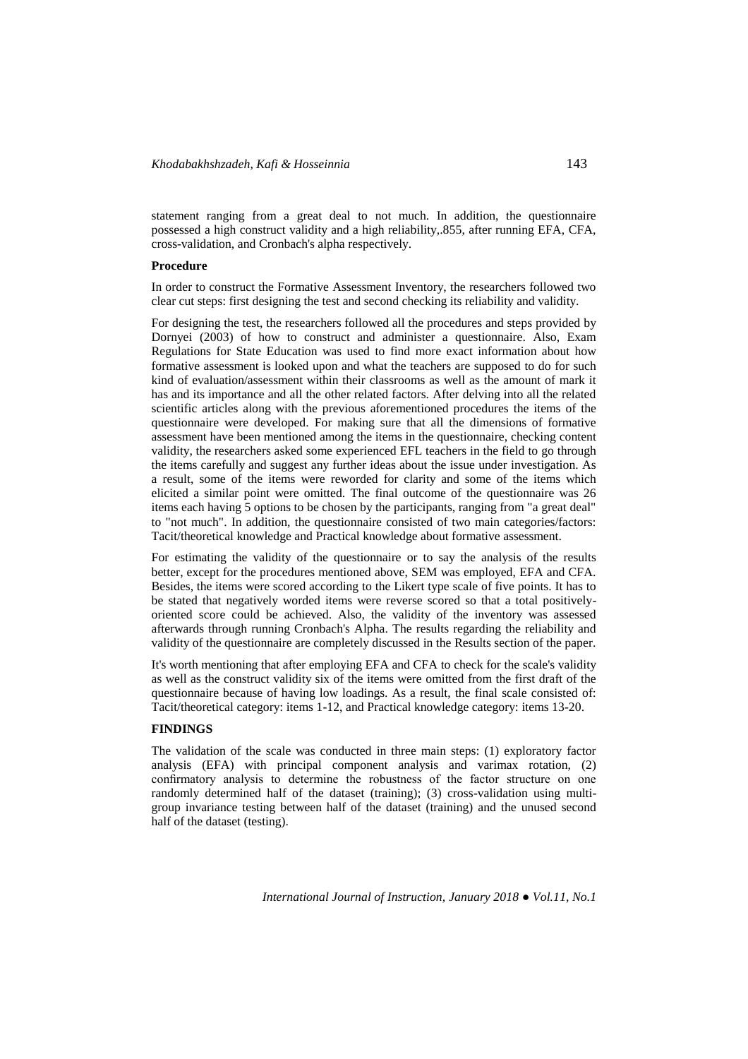statement ranging from a great deal to not much. In addition, the questionnaire possessed a high construct validity and a high reliability,.855, after running EFA, CFA, cross-validation, and Cronbach's alpha respectively.

**Procedure**

In order to construct the Formative Assessment Inventory, the researchers followed two clear cut steps: first designing the test and second checking its reliability and validity.

For designing the test, the researchers followed all the procedures and steps provided by Dornyei (2003) of how to construct and administer a questionnaire. Also, Exam Regulations for State Education was used to find more exact information about how formative assessment is looked upon and what the teachers are supposed to do for such kind of evaluation/assessment within their classrooms as well as the amount of mark it has and its importance and all the other related factors. After delving into all the related scientific articles along with the previous aforementioned procedures the items of the questionnaire were developed. For making sure that all the dimensions of formative assessment have been mentioned among the items in the questionnaire, checking content validity, the researchers asked some experienced EFL teachers in the field to go through the items carefully and suggest any further ideas about the issue under investigation. As a result, some of the items were reworded for clarity and some of the items which elicited a similar point were omitted. The final outcome of the questionnaire was 26 items each having 5 options to be chosen by the participants, ranging from "a great deal" to "not much". In addition, the questionnaire consisted of two main categories/factors: Tacit/theoretical knowledge and Practical knowledge about formative assessment.

For estimating the validity of the questionnaire or to say the analysis of the results better, except for the procedures mentioned above, SEM was employed, EFA and CFA. Besides, the items were scored according to the Likert type scale of five points. It has to be stated that negatively worded items were reverse scored so that a total positively-oriented score could be achieved. Also, the validity of the inventory was assessed afterwards through running Cronbach's Alpha. The results regarding the reliability and validity of the questionnaire are completely discussed in the Results section of the paper.

It's worth mentioning that after employing EFA and CFA to check for the scale's validity as well as the construct validity six of the items were omitted from the first draft of the questionnaire because of having low loadings. As a result, the final scale consisted of: Tacit/theoretical category: items 1-12, and Practical knowledge category: items 13-20.

## FINDINGS

The validation of the scale was conducted in three main steps: (1) exploratory factor analysis (EFA) with principal component analysis and varimax rotation, (2) confirmatory analysis to determine the robustness of the factor structure on one randomly determined half of the dataset (training); (3) cross-validation using multi-group invariance testing between half of the dataset (training) and the unused second half of the dataset (testing).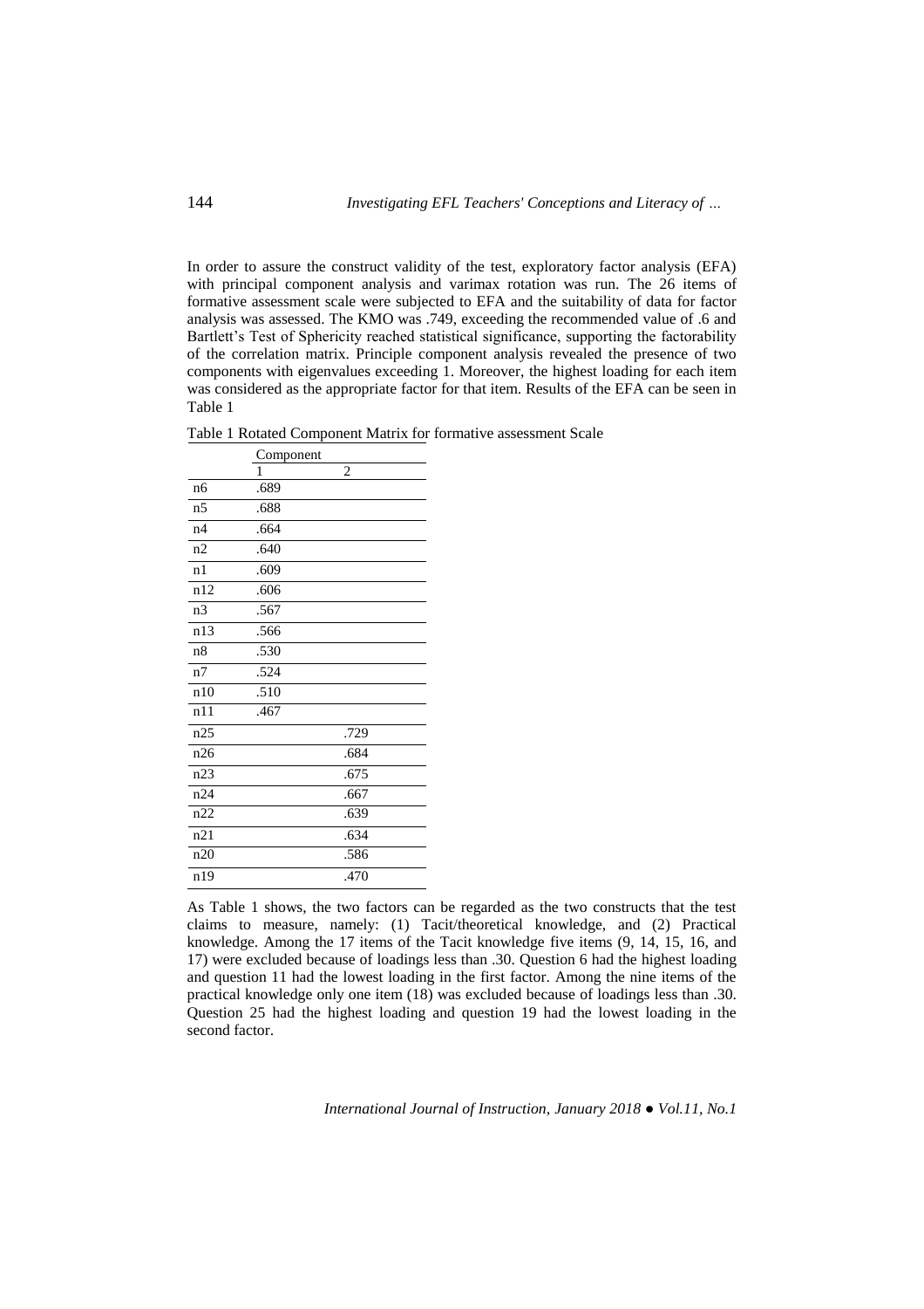In order to assure the construct validity of the test, exploratory factor analysis (EFA) with principal component analysis and varimax rotation was run. The 26 items of formative assessment scale were subjected to EFA and the suitability of data for factor analysis was assessed. The KMO was .749, exceeding the recommended value of .6 and Bartlett's Test of Sphericity reached statistical significance, supporting the factorability of the correlation matrix. Principle component analysis revealed the presence of two components with eigenvalues exceeding 1. Moreover, the highest loading for each item was considered as the appropriate factor for that item. Results of the EFA can be seen in Table 1

Table 1 Rotated Component Matrix for formative assessment Scale

| | Component | |
|---|---|---|
| | 1 | 2 |
| n6 | .689 | |
| n5 | .688 | |
| n4 | .664 | |
| n2 | .640 | |
| n1 | .609 | |
| n12 | .606 | |
| n3 | .567 | |
| n13 | .566 | |
| n8 | .530 | |
| n7 | .524 | |
| n10 | .510 | |
| n11 | .467 | |
| n25 | | .729 |
| n26 | | .684 |
| n23 | | .675 |
| n24 | | .667 |
| n22 | | .639 |
| n21 | | .634 |
| n20 | | .586 |
| n19 | | .470 |

As Table 1 shows, the two factors can be regarded as the two constructs that the test claims to measure, namely: (1) Tacit/theoretical knowledge, and (2) Practical knowledge. Among the 17 items of the Tacit knowledge five items (9, 14, 15, 16, and 17) were excluded because of loadings less than .30. Question 6 had the highest loading and question 11 had the lowest loading in the first factor. Among the nine items of the practical knowledge only one item (18) was excluded because of loadings less than .30. Question 25 had the highest loading and question 19 had the lowest loading in the second factor.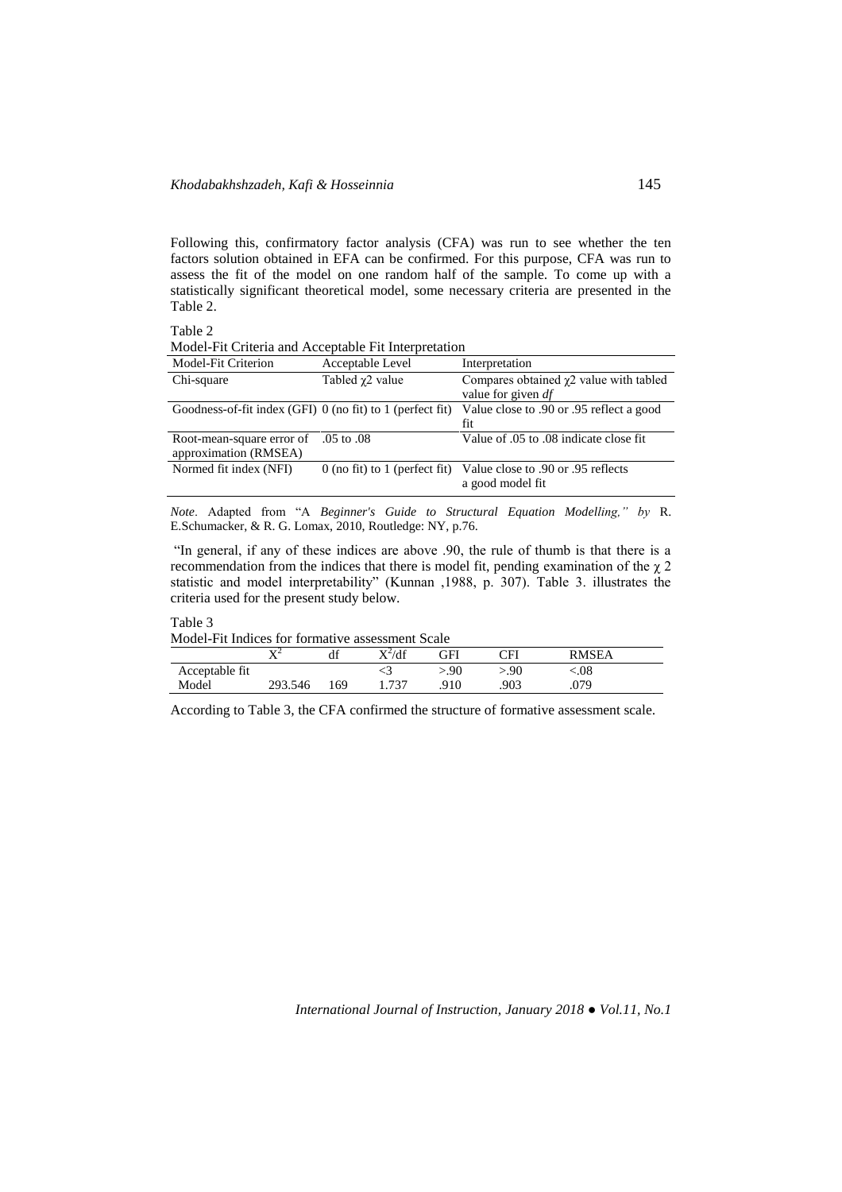Following this, confirmatory factor analysis (CFA) was run to see whether the ten factors solution obtained in EFA can be confirmed. For this purpose, CFA was run to assess the fit of the model on one random half of the sample. To come up with a statistically significant theoretical model, some necessary criteria are presented in the Table 2.

Table 2
Model-Fit Criteria and Acceptable Fit Interpretation

| Model-Fit Criterion | Acceptable Level | Interpretation |
|---|---|---|
| Chi-square | Tabled $\chi 2$ value | Compares obtained $\chi 2$ value with tabled value for given *df* |
| Goodness-of-fit index (GFI) | 0 (no fit) to 1 (perfect fit) | Value close to .90 or .95 reflect a good fit |
| Root-mean-square error of approximation (RMSEA) | .05 to .08 | Value of .05 to .08 indicate close fit |
| Normed fit index (NFI) | 0 (no fit) to 1 (perfect fit) | Value close to .90 or .95 reflects a good model fit |

*Note*. Adapted from "A *Beginner's Guide to Structural Equation Modelling," by* R. E.Schumacker, & R. G. Lomax, 2010, Routledge: NY, p.76.

"In general, if any of these indices are above .90, the rule of thumb is that there is a recommendation from the indices that there is model fit, pending examination of the $\chi$ 2 statistic and model interpretability" (Kunnan ,1988, p. 307). Table 3. illustrates the criteria used for the present study below.

Table 3
Model-Fit Indices for formative assessment Scale

| | $X^2$ | df | $X^2$/df | GFI | CFI | RMSEA |
|---|---|---|---|---|---|---|
| Acceptable fit | | | <3 | >.90 | >.90 | <.08 |
| Model | 293.546 | 169 | 1.737 | .910 | .903 | .079 |

According to Table 3, the CFA confirmed the structure of formative assessment scale.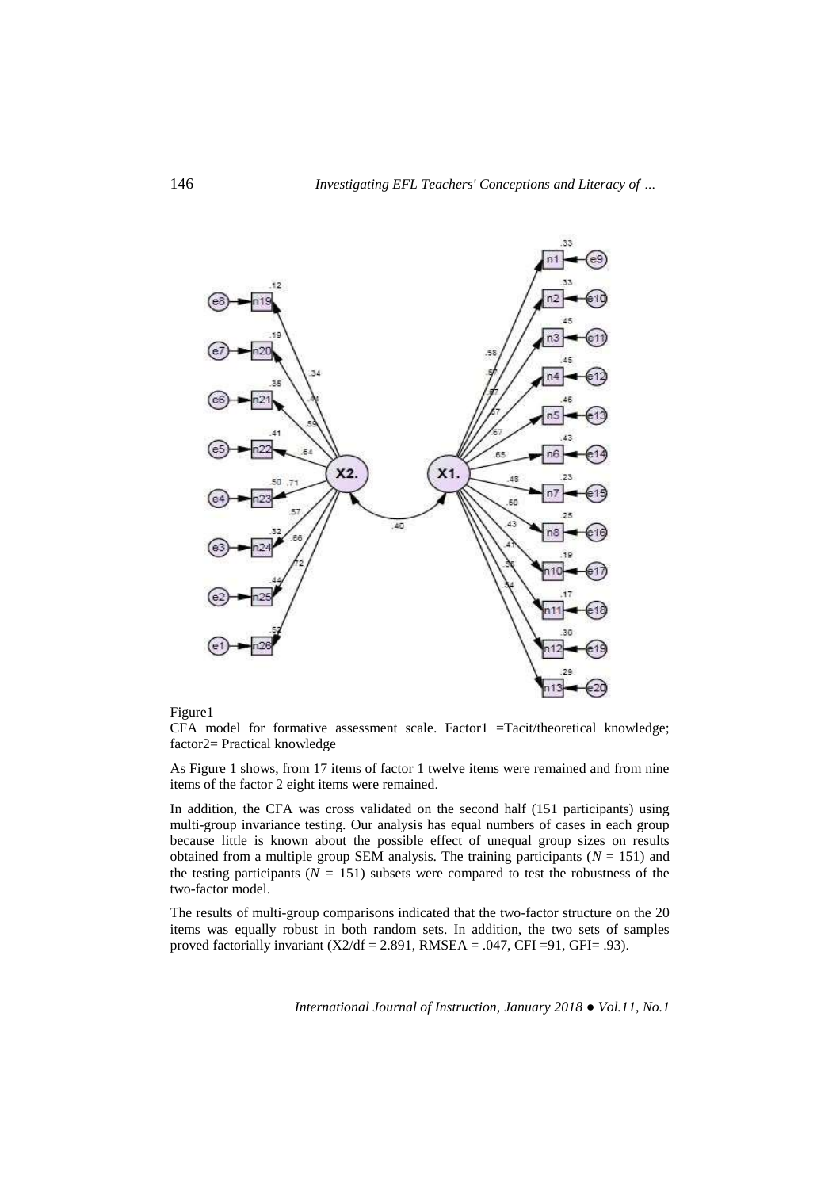Figure1

CFA model for formative assessment scale. Factor1 =Tacit/theoretical knowledge; factor2= Practical knowledge

As Figure 1 shows, from 17 items of factor 1 twelve items were remained and from nine items of the factor 2 eight items were remained.

In addition, the CFA was cross validated on the second half (151 participants) using multi-group invariance testing. Our analysis has equal numbers of cases in each group because little is known about the possible effect of unequal group sizes on results obtained from a multiple group SEM analysis. The training participants ($N$ = 151) and the testing participants ($N$ = 151) subsets were compared to test the robustness of the two-factor model.

The results of multi-group comparisons indicated that the two-factor structure on the 20 items was equally robust in both random sets. In addition, the two sets of samples proved factorially invariant (X2/df = 2.891, RMSEA = .047, CFI =91, GFI= .93).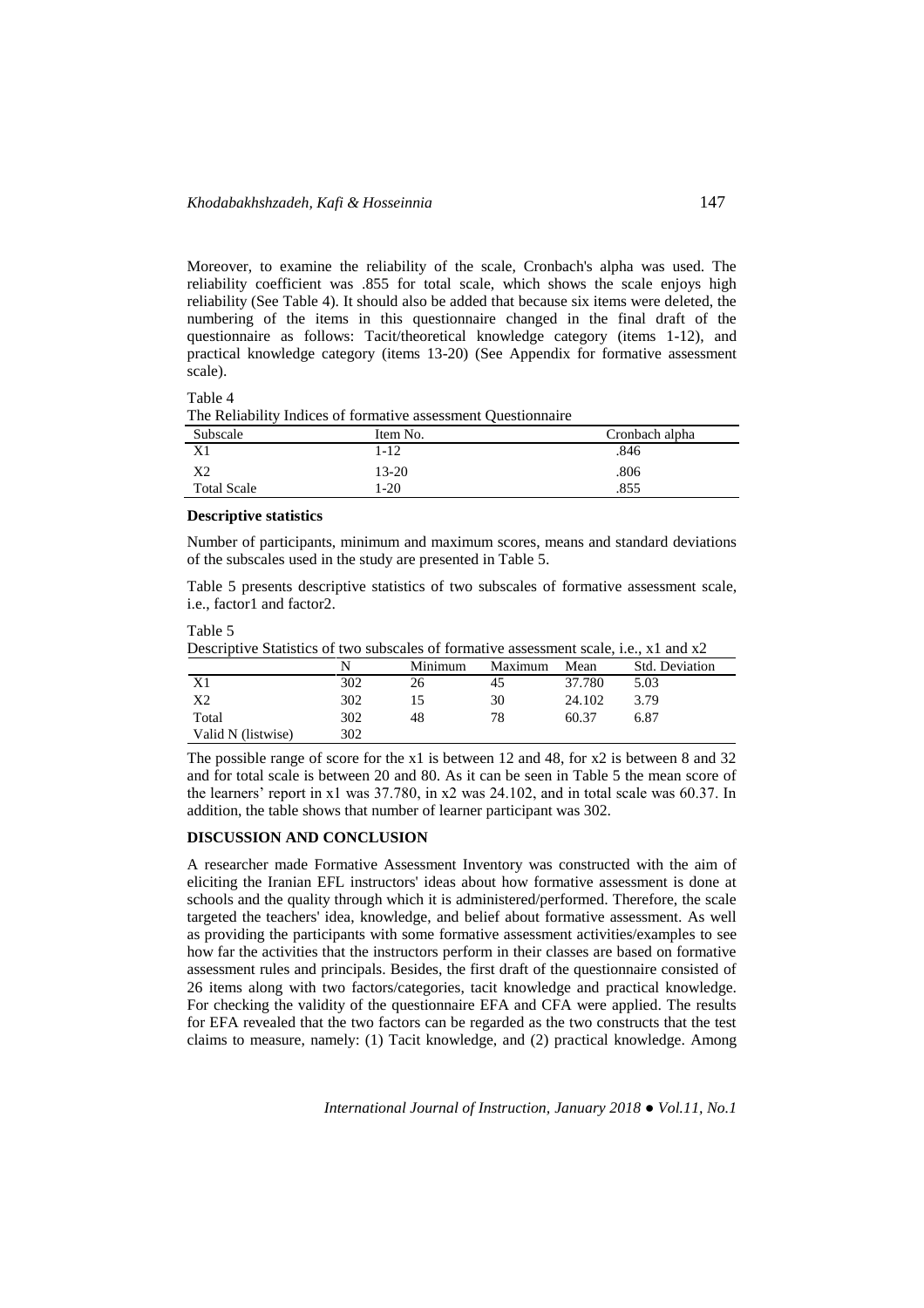Moreover, to examine the reliability of the scale, Cronbach's alpha was used. The reliability coefficient was .855 for total scale, which shows the scale enjoys high reliability (See Table 4). It should also be added that because six items were deleted, the numbering of the items in this questionnaire changed in the final draft of the questionnaire as follows: Tacit/theoretical knowledge category (items 1-12), and practical knowledge category (items 13-20) (See Appendix for formative assessment scale).

Table 4
The Reliability Indices of formative assessment Questionnaire

| Subscale | Item No. | Cronbach alpha |
|---|---|---|
| X1 | 1-12 | .846 |
| X2 | 13-20 | .806 |
| Total Scale | 1-20 | .855 |

**Descriptive statistics**

Number of participants, minimum and maximum scores, means and standard deviations of the subscales used in the study are presented in Table 5.

Table 5 presents descriptive statistics of two subscales of formative assessment scale, i.e., factor1 and factor2.

Table 5
Descriptive Statistics of two subscales of formative assessment scale, i.e., x1 and x2

| | N | Minimum | Maximum | Mean | Std. Deviation |
|---|---|---|---|---|---|
| X1 | 302 | 26 | 45 | 37.780 | 5.03 |
| X2 | 302 | 15 | 30 | 24.102 | 3.79 |
| Total | 302 | 48 | 78 | 60.37 | 6.87 |
| Valid N (listwise) | 302 | | | | |

The possible range of score for the x1 is between 12 and 48, for x2 is between 8 and 32 and for total scale is between 20 and 80. As it can be seen in Table 5 the mean score of the learners' report in x1 was 37.780, in x2 was 24.102, and in total scale was 60.37. In addition, the table shows that number of learner participant was 302.

## DISCUSSION AND CONCLUSION

A researcher made Formative Assessment Inventory was constructed with the aim of eliciting the Iranian EFL instructors' ideas about how formative assessment is done at schools and the quality through which it is administered/performed. Therefore, the scale targeted the teachers' idea, knowledge, and belief about formative assessment. As well as providing the participants with some formative assessment activities/examples to see how far the activities that the instructors perform in their classes are based on formative assessment rules and principals. Besides, the first draft of the questionnaire consisted of 26 items along with two factors/categories, tacit knowledge and practical knowledge. For checking the validity of the questionnaire EFA and CFA were applied. The results for EFA revealed that the two factors can be regarded as the two constructs that the test claims to measure, namely: (1) Tacit knowledge, and (2) practical knowledge. Among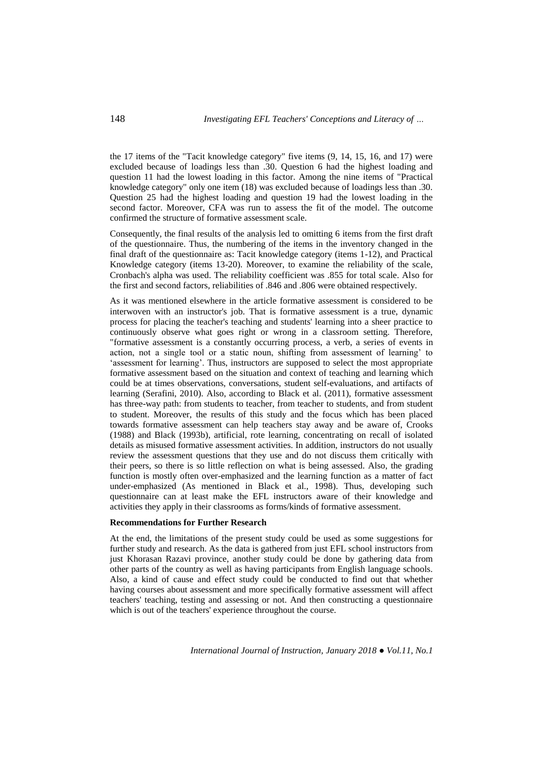the 17 items of the "Tacit knowledge category" five items (9, 14, 15, 16, and 17) were excluded because of loadings less than .30. Question 6 had the highest loading and question 11 had the lowest loading in this factor. Among the nine items of "Practical knowledge category" only one item (18) was excluded because of loadings less than .30. Question 25 had the highest loading and question 19 had the lowest loading in the second factor. Moreover, CFA was run to assess the fit of the model. The outcome confirmed the structure of formative assessment scale.

Consequently, the final results of the analysis led to omitting 6 items from the first draft of the questionnaire. Thus, the numbering of the items in the inventory changed in the final draft of the questionnaire as: Tacit knowledge category (items 1-12), and Practical Knowledge category (items 13-20). Moreover, to examine the reliability of the scale, Cronbach's alpha was used. The reliability coefficient was .855 for total scale. Also for the first and second factors, reliabilities of .846 and .806 were obtained respectively.

As it was mentioned elsewhere in the article formative assessment is considered to be interwoven with an instructor's job. That is formative assessment is a true, dynamic process for placing the teacher's teaching and students' learning into a sheer practice to continuously observe what goes right or wrong in a classroom setting. Therefore, "formative assessment is a constantly occurring process, a verb, a series of events in action, not a single tool or a static noun, shifting from assessment of learning' to 'assessment for learning'. Thus, instructors are supposed to select the most appropriate formative assessment based on the situation and context of teaching and learning which could be at times observations, conversations, student self-evaluations, and artifacts of learning (Serafini, 2010). Also, according to Black et al. (2011), formative assessment has three-way path: from students to teacher, from teacher to students, and from student to student. Moreover, the results of this study and the focus which has been placed towards formative assessment can help teachers stay away and be aware of, Crooks (1988) and Black (1993b), artificial, rote learning, concentrating on recall of isolated details as misused formative assessment activities. In addition, instructors do not usually review the assessment questions that they use and do not discuss them critically with their peers, so there is so little reflection on what is being assessed. Also, the grading function is mostly often over-emphasized and the learning function as a matter of fact under-emphasized (As mentioned in Black et al., 1998). Thus, developing such questionnaire can at least make the EFL instructors aware of their knowledge and activities they apply in their classrooms as forms/kinds of formative assessment.

**Recommendations for Further Research**

At the end, the limitations of the present study could be used as some suggestions for further study and research. As the data is gathered from just EFL school instructors from just Khorasan Razavi province, another study could be done by gathering data from other parts of the country as well as having participants from English language schools. Also, a kind of cause and effect study could be conducted to find out that whether having courses about assessment and more specifically formative assessment will affect teachers' teaching, testing and assessing or not. And then constructing a questionnaire which is out of the teachers' experience throughout the course.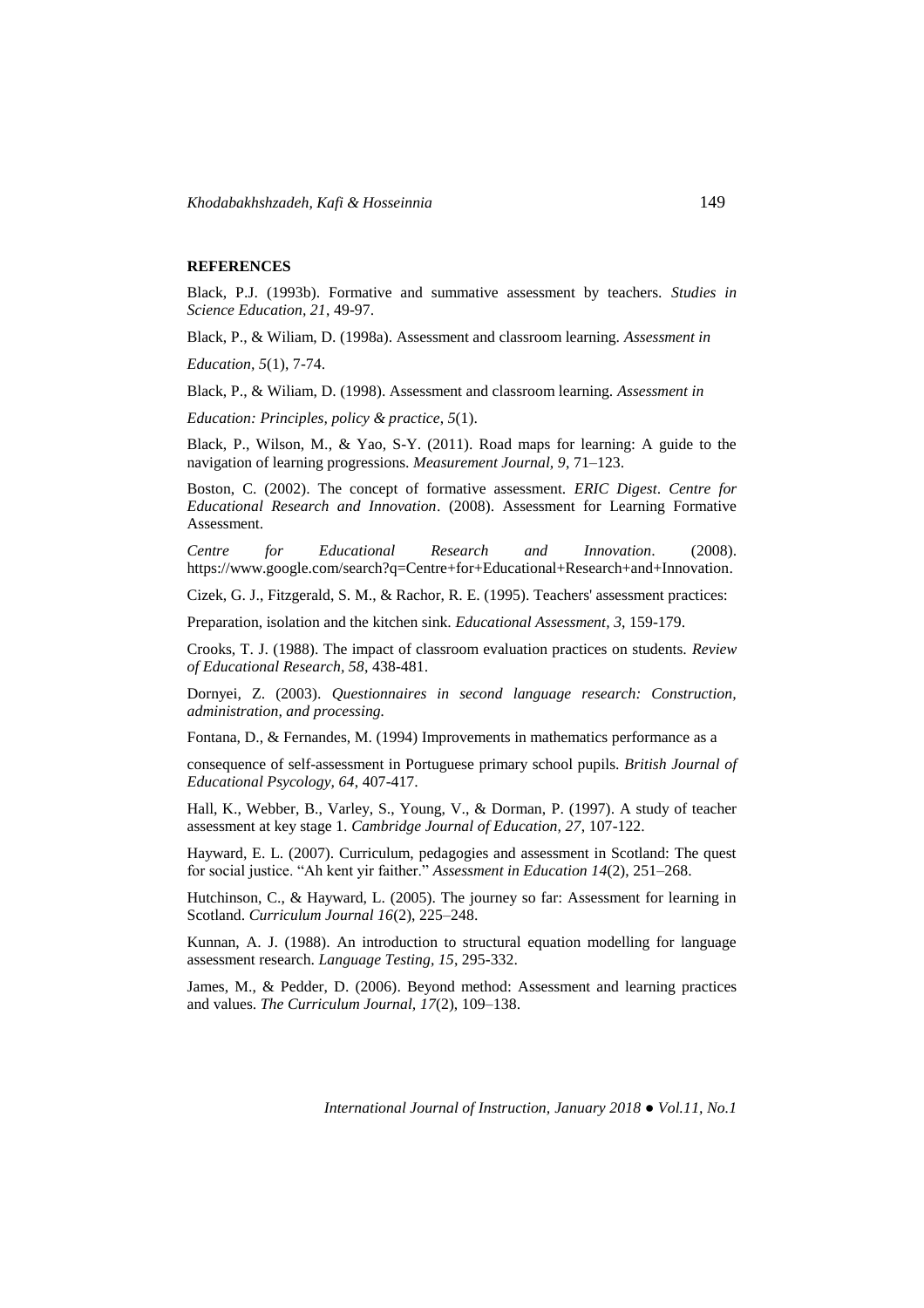#### REFERENCES

Black, P.J. (1993b). Formative and summative assessment by teachers. *Studies in Science Education, 21*, 49-97.

Black, P., & Wiliam, D. (1998a). Assessment and classroom learning. *Assessment in Education, 5*(1), 7-74.

Black, P., & Wiliam, D. (1998). Assessment and classroom learning. *Assessment in Education: Principles, policy & practice, 5*(1).

Black, P., Wilson, M., & Yao, S-Y. (2011). Road maps for learning: A guide to the navigation of learning progressions. *Measurement Journal, 9*, 71–123.

Boston, C. (2002). The concept of formative assessment. *ERIC Digest*. *Centre for Educational Research and Innovation*. (2008). Assessment for Learning Formative Assessment.

*Centre for Educational Research and Innovation*. (2008). https://www.google.com/search?q=Centre+for+Educational+Research+and+Innovation.

Cizek, G. J., Fitzgerald, S. M., & Rachor, R. E. (1995). Teachers' assessment practices: Preparation, isolation and the kitchen sink. *Educational Assessment, 3*, 159-179.

Crooks, T. J. (1988). The impact of classroom evaluation practices on students. *Review of Educational Research, 58*, 438-481.

Dornyei, Z. (2003). *Questionnaires in second language research: Construction, administration, and processing.*

Fontana, D., & Fernandes, M. (1994) Improvements in mathematics performance as a consequence of self-assessment in Portuguese primary school pupils. *British Journal of Educational Psycology, 64*, 407-417.

Hall, K., Webber, B., Varley, S., Young, V., & Dorman, P. (1997). A study of teacher assessment at key stage 1. *Cambridge Journal of Education, 27*, 107-122.

Hayward, E. L. (2007). Curriculum, pedagogies and assessment in Scotland: The quest for social justice. "Ah kent yir faither." *Assessment in Education 14*(2), 251–268.

Hutchinson, C., & Hayward, L. (2005). The journey so far: Assessment for learning in Scotland. *Curriculum Journal 16*(2), 225–248.

Kunnan, A. J. (1988). An introduction to structural equation modelling for language assessment research. *Language Testing, 15*, 295-332.

James, M., & Pedder, D. (2006). Beyond method: Assessment and learning practices and values. *The Curriculum Journal, 17*(2), 109–138.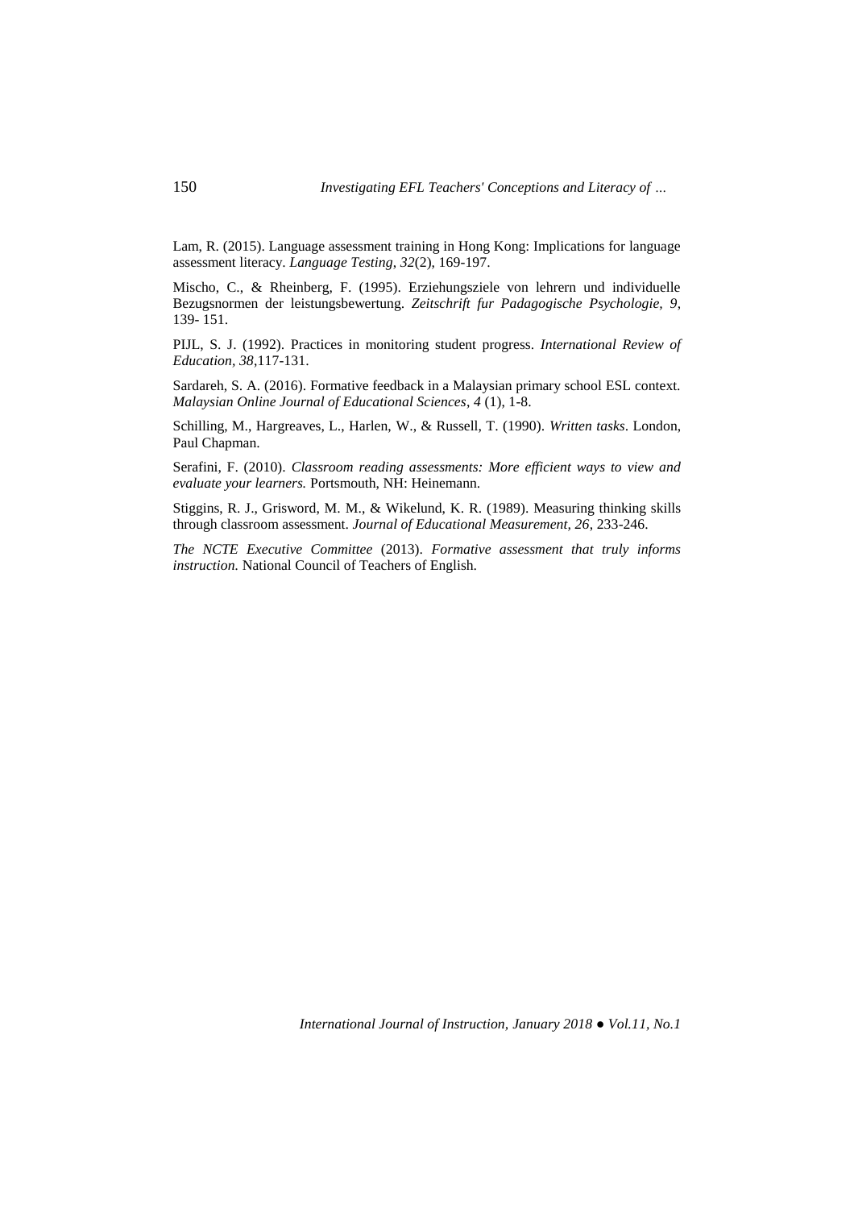Lam, R. (2015). Language assessment training in Hong Kong: Implications for language assessment literacy. *Language Testing*, *32*(2), 169-197.

Mischo, C., & Rheinberg, F. (1995). Erziehungsziele von lehrern und individuelle Bezugsnormen der leistungsbewertung. *Zeitschrift fur Padagogische Psychologie, 9*, 139- 151.

PIJL, S. J. (1992). Practices in monitoring student progress. *International Review of Education*, *38*,117-131.

Sardareh, S. A. (2016). Formative feedback in a Malaysian primary school ESL context. *Malaysian Online Journal of Educational Sciences*, *4* (1), 1-8.

Schilling, M., Hargreaves, L., Harlen, W., & Russell, T. (1990). *Written tasks*. London, Paul Chapman.

Serafini, F. (2010). *Classroom reading assessments: More efficient ways to view and evaluate your learners.* Portsmouth, NH: Heinemann.

Stiggins, R. J., Grisword, M. M., & Wikelund, K. R. (1989). Measuring thinking skills through classroom assessment. *Journal of Educational Measurement, 26*, 233-246.

*The NCTE Executive Committee* (2013). *Formative assessment that truly informs instruction.* National Council of Teachers of English.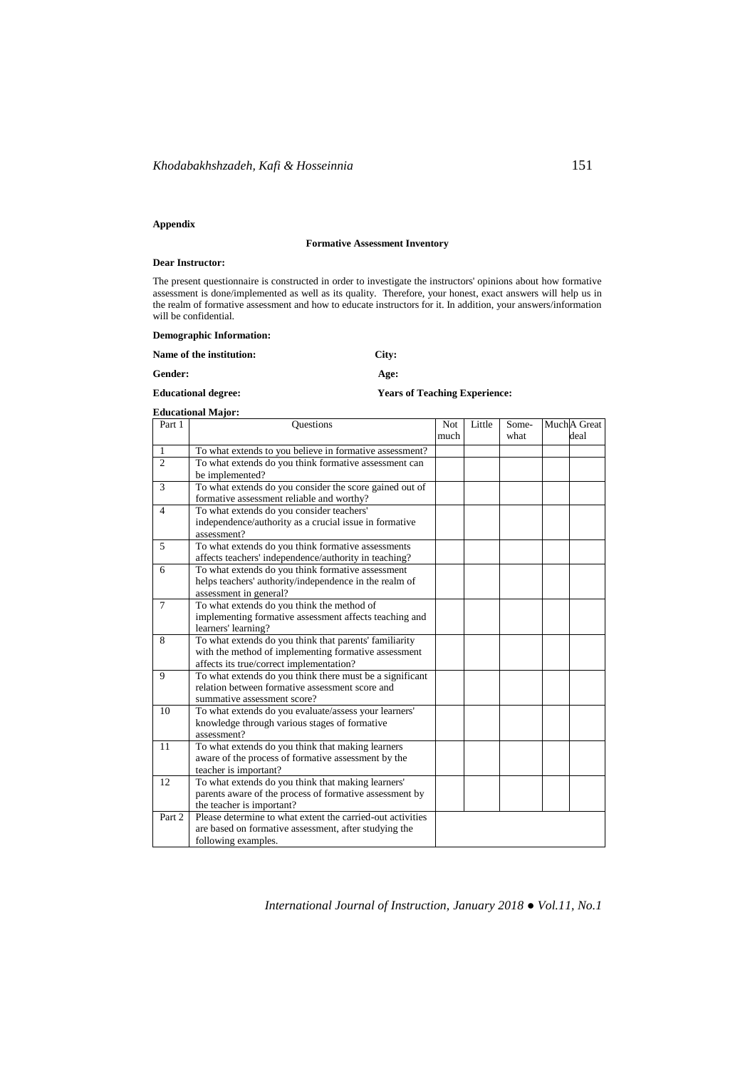**Appendix**

**Formative Assessment Inventory**

**Dear Instructor:**

The present questionnaire is constructed in order to investigate the instructors' opinions about how formative assessment is done/implemented as well as its quality. Therefore, your honest, exact answers will help us in the realm of formative assessment and how to educate instructors for it. In addition, your answers/information will be confidential.

**Demographic Information:**

**Name of the institution:** **City:**

**Gender:** **Age:**

**Educational degree:** **Years of Teaching Experience:**

**Educational Major:**

| Part 1 | Questions | Not much | Little | Some-what | Much | A Great deal |
|---|---|---|---|---|---|---|
| 1 | To what extends to you believe in formative assessment? | | | | | |
| 2 | To what extends do you think formative assessment can be implemented? | | | | | |
| 3 | To what extends do you consider the score gained out of formative assessment reliable and worthy? | | | | | |
| 4 | To what extends do you consider teachers' independence/authority as a crucial issue in formative assessment? | | | | | |
| 5 | To what extends do you think formative assessments affects teachers' independence/authority in teaching? | | | | | |
| 6 | To what extends do you think formative assessment helps teachers' authority/independence in the realm of assessment in general? | | | | | |
| 7 | To what extends do you think the method of implementing formative assessment affects teaching and learners' learning? | | | | | |
| 8 | To what extends do you think that parents' familiarity with the method of implementing formative assessment affects its true/correct implementation? | | | | | |
| 9 | To what extends do you think there must be a significant relation between formative assessment score and summative assessment score? | | | | | |
| 10 | To what extends do you evaluate/assess your learners' knowledge through various stages of formative assessment? | | | | | |
| 11 | To what extends do you think that making learners aware of the process of formative assessment by the teacher is important? | | | | | |
| 12 | To what extends do you think that making learners' parents aware of the process of formative assessment by the teacher is important? | | | | | |
| Part 2 | Please determine to what extent the carried-out activities are based on formative assessment, after studying the following examples. | | | | | |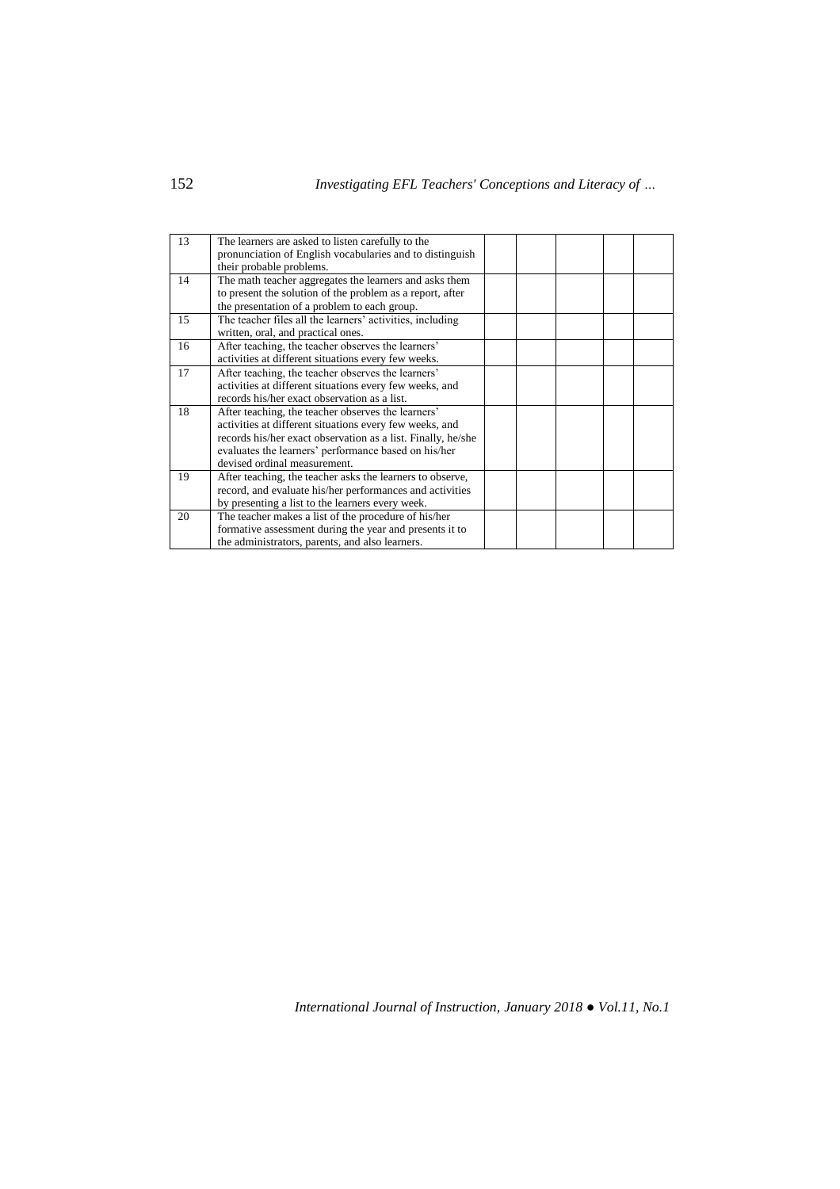| | | | | | | |
|---|---|---|---|---|---|---|
| 13 | The learners are asked to listen carefully to the pronunciation of English vocabularies and to distinguish their probable problems. | | | | | |
| 14 | The math teacher aggregates the learners and asks them to present the solution of the problem as a report, after the presentation of a problem to each group. | | | | | |
| 15 | The teacher files all the learners' activities, including written, oral, and practical ones. | | | | | |
| 16 | After teaching, the teacher observes the learners' activities at different situations every few weeks. | | | | | |
| 17 | After teaching, the teacher observes the learners' activities at different situations every few weeks, and records his/her exact observation as a list. | | | | | |
| 18 | After teaching, the teacher observes the learners' activities at different situations every few weeks, and records his/her exact observation as a list. Finally, he/she evaluates the learners' performance based on his/her devised ordinal measurement. | | | | | |
| 19 | After teaching, the teacher asks the learners to observe, record, and evaluate his/her performances and activities by presenting a list to the learners every week. | | | | | |
| 20 | The teacher makes a list of the procedure of his/her formative assessment during the year and presents it to the administrators, parents, and also learners. | | | | | |